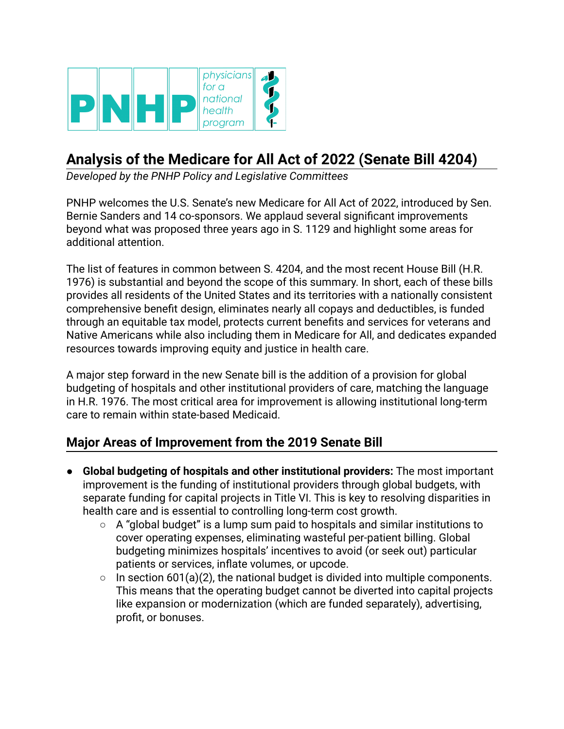PNHP physicians for a national health program

# Analysis of the Medicare for All Act of 2022 (Senate Bill 4204)

*Developed by the PNHP Policy and Legislative Committees*

PNHP welcomes the U.S. Senate's new Medicare for All Act of 2022, introduced by Sen. Bernie Sanders and 14 co-sponsors. We applaud several significant improvements beyond what was proposed three years ago in S. 1129 and highlight some areas for additional attention.

The list of features in common between S. 4204, and the most recent House Bill (H.R. 1976) is substantial and beyond the scope of this summary. In short, each of these bills provides all residents of the United States and its territories with a nationally consistent comprehensive benefit design, eliminates nearly all copays and deductibles, is funded through an equitable tax model, protects current benefits and services for veterans and Native Americans while also including them in Medicare for All, and dedicates expanded resources towards improving equity and justice in health care.

A major step forward in the new Senate bill is the addition of a provision for global budgeting of hospitals and other institutional providers of care, matching the language in H.R. 1976. The most critical area for improvement is allowing institutional long-term care to remain within state-based Medicaid.

## Major Areas of Improvement from the 2019 Senate Bill

- **Global budgeting of hospitals and other institutional providers:** The most important improvement is the funding of institutional providers through global budgets, with separate funding for capital projects in Title VI. This is key to resolving disparities in health care and is essential to controlling long-term cost growth.
  - A "global budget" is a lump sum paid to hospitals and similar institutions to cover operating expenses, eliminating wasteful per-patient billing. Global budgeting minimizes hospitals' incentives to avoid (or seek out) particular patients or services, inflate volumes, or upcode.
  - In section 601(a)(2), the national budget is divided into multiple components. This means that the operating budget cannot be diverted into capital projects like expansion or modernization (which are funded separately), advertising, profit, or bonuses.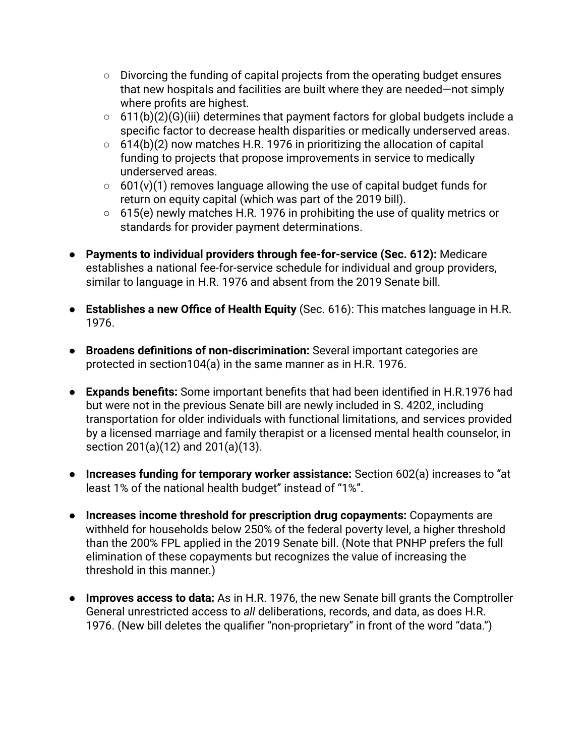- Divorcing the funding of capital projects from the operating budget ensures that new hospitals and facilities are built where they are needed—not simply where profits are highest.
  - 611(b)(2)(G)(iii) determines that payment factors for global budgets include a specific factor to decrease health disparities or medically underserved areas.
  - 614(b)(2) now matches H.R. 1976 in prioritizing the allocation of capital funding to projects that propose improvements in service to medically underserved areas.
  - 601(v)(1) removes language allowing the use of capital budget funds for return on equity capital (which was part of the 2019 bill).
  - 615(e) newly matches H.R. 1976 in prohibiting the use of quality metrics or standards for provider payment determinations.

- **Payments to individual providers through fee-for-service (Sec. 612):** Medicare establishes a national fee-for-service schedule for individual and group providers, similar to language in H.R. 1976 and absent from the 2019 Senate bill.

- **Establishes a new Office of Health Equity** (Sec. 616): This matches language in H.R. 1976.

- **Broadens definitions of non-discrimination:** Several important categories are protected in section104(a) in the same manner as in H.R. 1976.

- **Expands benefits:** Some important benefits that had been identified in H.R.1976 had but were not in the previous Senate bill are newly included in S. 4202, including transportation for older individuals with functional limitations, and services provided by a licensed marriage and family therapist or a licensed mental health counselor, in section 201(a)(12) and 201(a)(13).

- **Increases funding for temporary worker assistance:** Section 602(a) increases to "at least 1% of the national health budget" instead of "1%".

- **Increases income threshold for prescription drug copayments:** Copayments are withheld for households below 250% of the federal poverty level, a higher threshold than the 200% FPL applied in the 2019 Senate bill. (Note that PNHP prefers the full elimination of these copayments but recognizes the value of increasing the threshold in this manner.)

- **Improves access to data:** As in H.R. 1976, the new Senate bill grants the Comptroller General unrestricted access to *all* deliberations, records, and data, as does H.R. 1976. (New bill deletes the qualifier "non-proprietary" in front of the word "data.")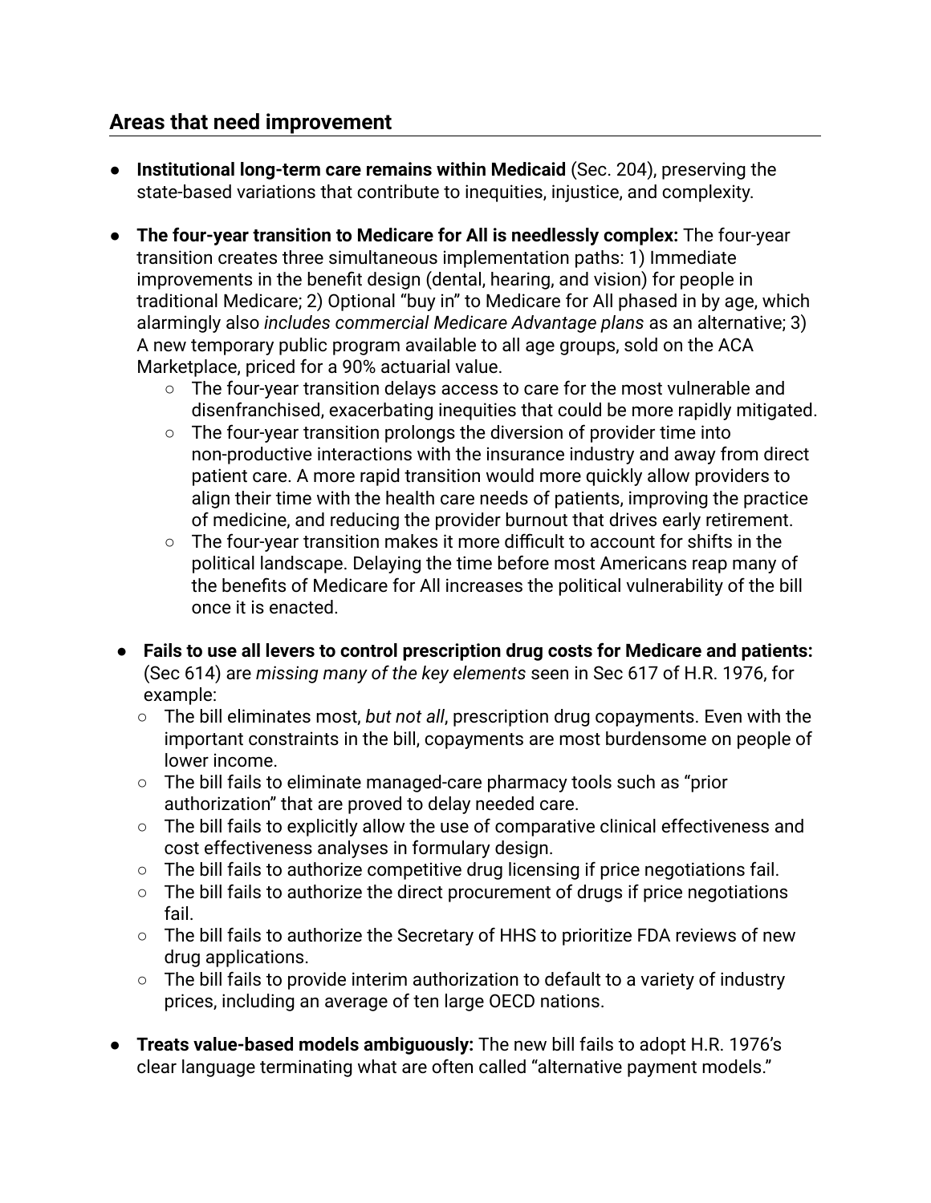## Areas that need improvement

- **Institutional long-term care remains within Medicaid** (Sec. 204), preserving the state-based variations that contribute to inequities, injustice, and complexity.

- **The four-year transition to Medicare for All is needlessly complex:** The four-year transition creates three simultaneous implementation paths: 1) Immediate improvements in the benefit design (dental, hearing, and vision) for people in traditional Medicare; 2) Optional "buy in" to Medicare for All phased in by age, which alarmingly also *includes commercial Medicare Advantage plans* as an alternative; 3) A new temporary public program available to all age groups, sold on the ACA Marketplace, priced for a 90% actuarial value.
  - The four-year transition delays access to care for the most vulnerable and disenfranchised, exacerbating inequities that could be more rapidly mitigated.
  - The four-year transition prolongs the diversion of provider time into non-productive interactions with the insurance industry and away from direct patient care. A more rapid transition would more quickly allow providers to align their time with the health care needs of patients, improving the practice of medicine, and reducing the provider burnout that drives early retirement.
  - The four-year transition makes it more difficult to account for shifts in the political landscape. Delaying the time before most Americans reap many of the benefits of Medicare for All increases the political vulnerability of the bill once it is enacted.

- **Fails to use all levers to control prescription drug costs for Medicare and patients:** (Sec 614) are *missing many of the key elements* seen in Sec 617 of H.R. 1976, for example:
  - The bill eliminates most, *but not all*, prescription drug copayments. Even with the important constraints in the bill, copayments are most burdensome on people of lower income.
  - The bill fails to eliminate managed-care pharmacy tools such as "prior authorization" that are proved to delay needed care.
  - The bill fails to explicitly allow the use of comparative clinical effectiveness and cost effectiveness analyses in formulary design.
  - The bill fails to authorize competitive drug licensing if price negotiations fail.
  - The bill fails to authorize the direct procurement of drugs if price negotiations fail.
  - The bill fails to authorize the Secretary of HHS to prioritize FDA reviews of new drug applications.
  - The bill fails to provide interim authorization to default to a variety of industry prices, including an average of ten large OECD nations.

- **Treats value-based models ambiguously:** The new bill fails to adopt H.R. 1976's clear language terminating what are often called "alternative payment models."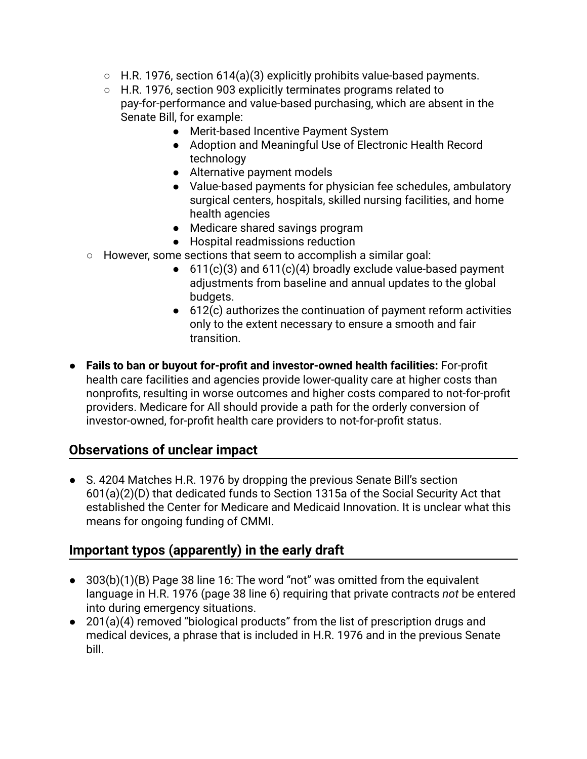- H.R. 1976, section 614(a)(3) explicitly prohibits value-based payments.
- H.R. 1976, section 903 explicitly terminates programs related to pay-for-performance and value-based purchasing, which are absent in the Senate Bill, for example:
  - Merit-based Incentive Payment System
  - Adoption and Meaningful Use of Electronic Health Record technology
  - Alternative payment models
  - Value-based payments for physician fee schedules, ambulatory surgical centers, hospitals, skilled nursing facilities, and home health agencies
  - Medicare shared savings program
  - Hospital readmissions reduction
- However, some sections that seem to accomplish a similar goal:
  - 611(c)(3) and 611(c)(4) broadly exclude value-based payment adjustments from baseline and annual updates to the global budgets.
  - 612(c) authorizes the continuation of payment reform activities only to the extent necessary to ensure a smooth and fair transition.

- **Fails to ban or buyout for-profit and investor-owned health facilities:** For-profit health care facilities and agencies provide lower-quality care at higher costs than nonprofits, resulting in worse outcomes and higher costs compared to not-for-profit providers. Medicare for All should provide a path for the orderly conversion of investor-owned, for-profit health care providers to not-for-profit status.

## Observations of unclear impact

- S. 4204 Matches H.R. 1976 by dropping the previous Senate Bill's section 601(a)(2)(D) that dedicated funds to Section 1315a of the Social Security Act that established the Center for Medicare and Medicaid Innovation. It is unclear what this means for ongoing funding of CMMI.

## Important typos (apparently) in the early draft

- 303(b)(1)(B) Page 38 line 16: The word "not" was omitted from the equivalent language in H.R. 1976 (page 38 line 6) requiring that private contracts *not* be entered into during emergency situations.
- 201(a)(4) removed "biological products" from the list of prescription drugs and medical devices, a phrase that is included in H.R. 1976 and in the previous Senate bill.